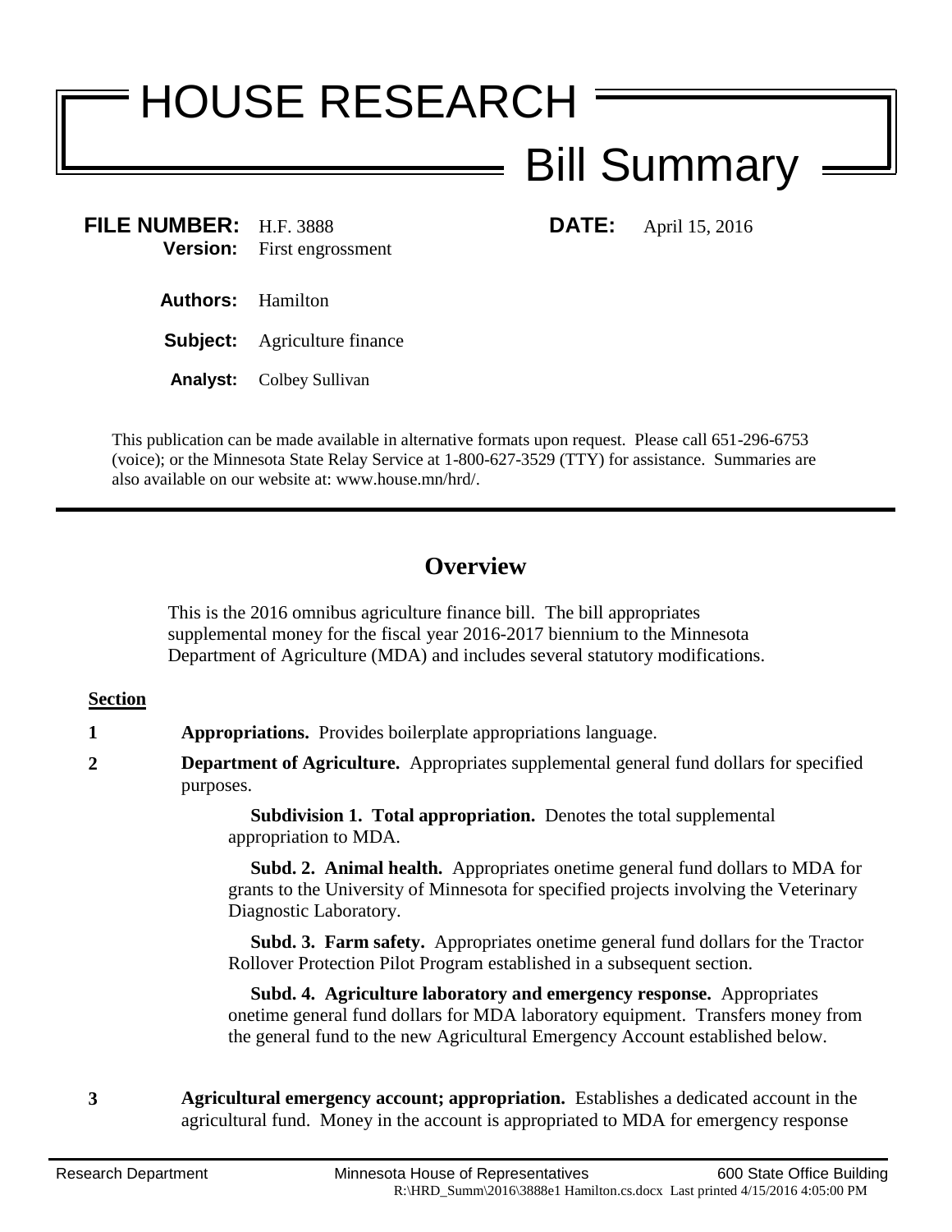# HOUSE RESEARCH

## Bill Summary

**FILE NUMBER:** H.F. 3888
**Version:** First engrossment

**DATE:** April 15, 2016

**Authors:** Hamilton

**Subject:** Agriculture finance

**Analyst:** Colbey Sullivan

This publication can be made available in alternative formats upon request. Please call 651-296-6753 (voice); or the Minnesota State Relay Service at 1-800-627-3529 (TTY) for assistance. Summaries are also available on our website at: www.house.mn/hrd/.

---

## Overview

This is the 2016 omnibus agriculture finance bill. The bill appropriates supplemental money for the fiscal year 2016-2017 biennium to the Minnesota Department of Agriculture (MDA) and includes several statutory modifications.

**Section**

**1** **Appropriations.** Provides boilerplate appropriations language.

**2** **Department of Agriculture.** Appropriates supplemental general fund dollars for specified purposes.

**Subdivision 1. Total appropriation.** Denotes the total supplemental appropriation to MDA.

**Subd. 2. Animal health.** Appropriates onetime general fund dollars to MDA for grants to the University of Minnesota for specified projects involving the Veterinary Diagnostic Laboratory.

**Subd. 3. Farm safety.** Appropriates onetime general fund dollars for the Tractor Rollover Protection Pilot Program established in a subsequent section.

**Subd. 4. Agriculture laboratory and emergency response.** Appropriates onetime general fund dollars for MDA laboratory equipment. Transfers money from the general fund to the new Agricultural Emergency Account established below.

**3** **Agricultural emergency account; appropriation.** Establishes a dedicated account in the agricultural fund. Money in the account is appropriated to MDA for emergency response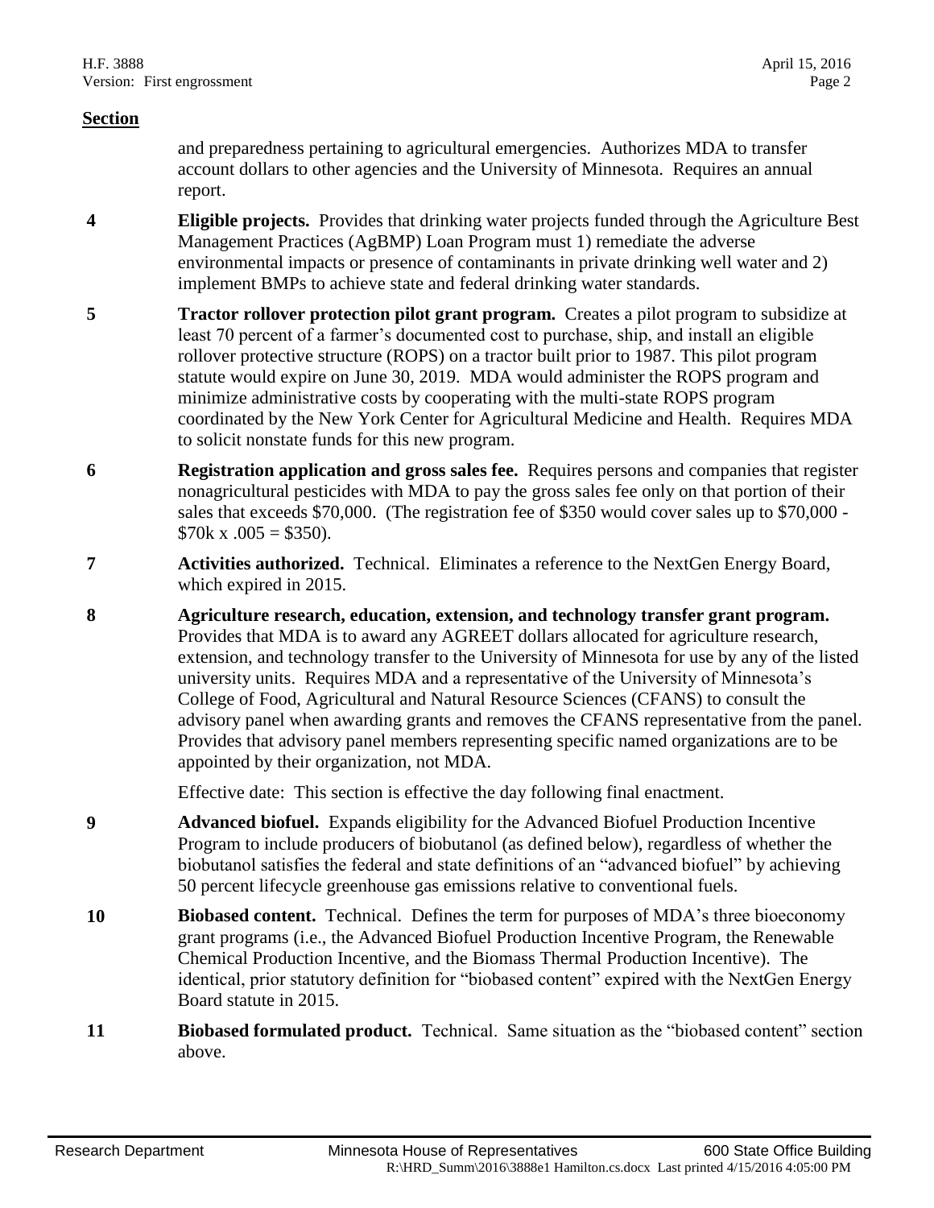**Section**

and preparedness pertaining to agricultural emergencies. Authorizes MDA to transfer account dollars to other agencies and the University of Minnesota. Requires an annual report.

**4** **Eligible projects.** Provides that drinking water projects funded through the Agriculture Best Management Practices (AgBMP) Loan Program must 1) remediate the adverse environmental impacts or presence of contaminants in private drinking well water and 2) implement BMPs to achieve state and federal drinking water standards.

**5** **Tractor rollover protection pilot grant program.** Creates a pilot program to subsidize at least 70 percent of a farmer's documented cost to purchase, ship, and install an eligible rollover protective structure (ROPS) on a tractor built prior to 1987. This pilot program statute would expire on June 30, 2019. MDA would administer the ROPS program and minimize administrative costs by cooperating with the multi-state ROPS program coordinated by the New York Center for Agricultural Medicine and Health. Requires MDA to solicit nonstate funds for this new program.

**6** **Registration application and gross sales fee.** Requires persons and companies that register nonagricultural pesticides with MDA to pay the gross sales fee only on that portion of their sales that exceeds $70,000. (The registration fee of $350 would cover sales up to $70,000 - $70k x .005 = $350).

**7** **Activities authorized.** Technical. Eliminates a reference to the NextGen Energy Board, which expired in 2015.

**8** **Agriculture research, education, extension, and technology transfer grant program.** Provides that MDA is to award any AGREET dollars allocated for agriculture research, extension, and technology transfer to the University of Minnesota for use by any of the listed university units. Requires MDA and a representative of the University of Minnesota's College of Food, Agricultural and Natural Resource Sciences (CFANS) to consult the advisory panel when awarding grants and removes the CFANS representative from the panel. Provides that advisory panel members representing specific named organizations are to be appointed by their organization, not MDA.

Effective date: This section is effective the day following final enactment.

**9** **Advanced biofuel.** Expands eligibility for the Advanced Biofuel Production Incentive Program to include producers of biobutanol (as defined below), regardless of whether the biobutanol satisfies the federal and state definitions of an "advanced biofuel" by achieving 50 percent lifecycle greenhouse gas emissions relative to conventional fuels.

**10** **Biobased content.** Technical. Defines the term for purposes of MDA's three bioeconomy grant programs (i.e., the Advanced Biofuel Production Incentive Program, the Renewable Chemical Production Incentive, and the Biomass Thermal Production Incentive). The identical, prior statutory definition for "biobased content" expired with the NextGen Energy Board statute in 2015.

**11** **Biobased formulated product.** Technical. Same situation as the "biobased content" section above.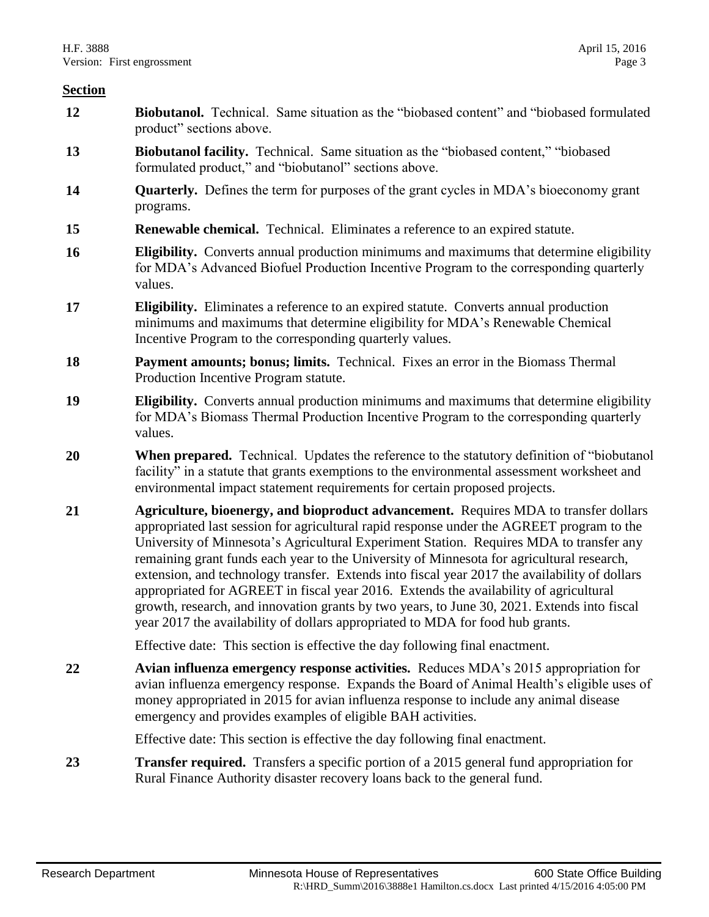**Section**

| | |
|---|---|
| **12** | **Biobutanol.** Technical. Same situation as the "biobased content" and "biobased formulated product" sections above. |
| **13** | **Biobutanol facility.** Technical. Same situation as the "biobased content," "biobased formulated product," and "biobutanol" sections above. |
| **14** | **Quarterly.** Defines the term for purposes of the grant cycles in MDA's bioeconomy grant programs. |
| **15** | **Renewable chemical.** Technical. Eliminates a reference to an expired statute. |
| **16** | **Eligibility.** Converts annual production minimums and maximums that determine eligibility for MDA's Advanced Biofuel Production Incentive Program to the corresponding quarterly values. |
| **17** | **Eligibility.** Eliminates a reference to an expired statute. Converts annual production minimums and maximums that determine eligibility for MDA's Renewable Chemical Incentive Program to the corresponding quarterly values. |
| **18** | **Payment amounts; bonus; limits.** Technical. Fixes an error in the Biomass Thermal Production Incentive Program statute. |
| **19** | **Eligibility.** Converts annual production minimums and maximums that determine eligibility for MDA's Biomass Thermal Production Incentive Program to the corresponding quarterly values. |
| **20** | **When prepared.** Technical. Updates the reference to the statutory definition of "biobutanol facility" in a statute that grants exemptions to the environmental assessment worksheet and environmental impact statement requirements for certain proposed projects. |
| **21** | **Agriculture, bioenergy, and bioproduct advancement.** Requires MDA to transfer dollars appropriated last session for agricultural rapid response under the AGREET program to the University of Minnesota's Agricultural Experiment Station. Requires MDA to transfer any remaining grant funds each year to the University of Minnesota for agricultural research, extension, and technology transfer. Extends into fiscal year 2017 the availability of dollars appropriated for AGREET in fiscal year 2016. Extends the availability of agricultural growth, research, and innovation grants by two years, to June 30, 2021. Extends into fiscal year 2017 the availability of dollars appropriated to MDA for food hub grants.<br><br>Effective date: This section is effective the day following final enactment. |
| **22** | **Avian influenza emergency response activities.** Reduces MDA's 2015 appropriation for avian influenza emergency response. Expands the Board of Animal Health's eligible uses of money appropriated in 2015 for avian influenza response to include any animal disease emergency and provides examples of eligible BAH activities.<br><br>Effective date: This section is effective the day following final enactment. |
| **23** | **Transfer required.** Transfers a specific portion of a 2015 general fund appropriation for Rural Finance Authority disaster recovery loans back to the general fund. |